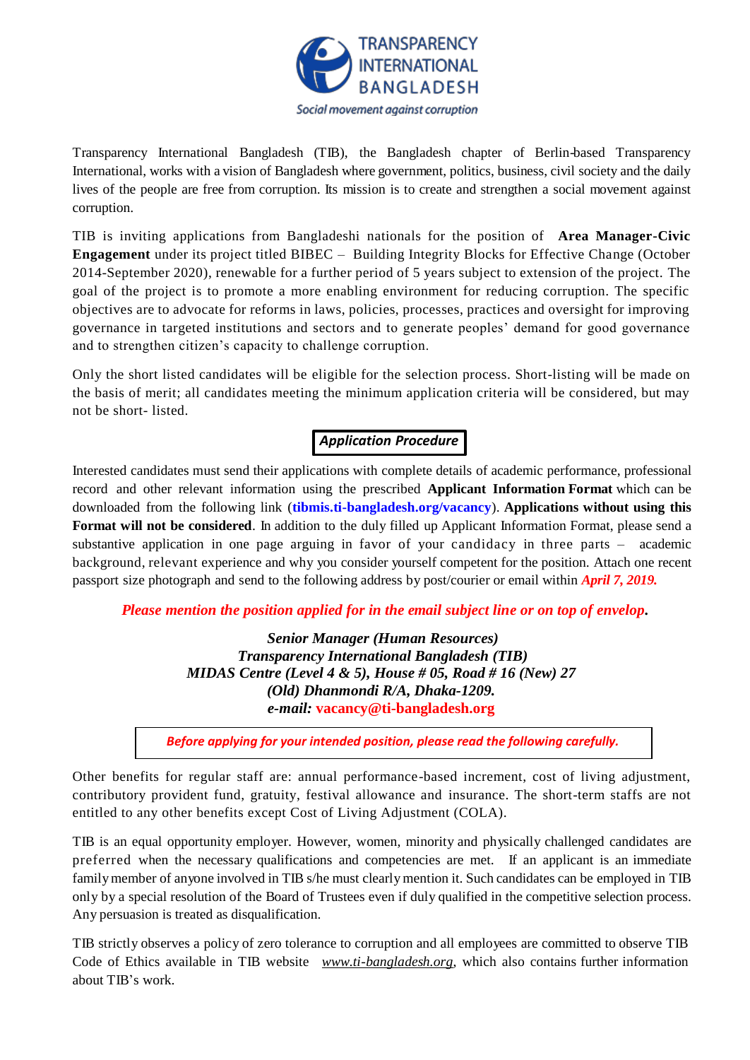TRANSPARENCY INTERNATIONAL BANGLADESH

*Social movement against corruption*

Transparency International Bangladesh (TIB), the Bangladesh chapter of Berlin-based Transparency International, works with a vision of Bangladesh where government, politics, business, civil society and the daily lives of the people are free from corruption. Its mission is to create and strengthen a social movement against corruption.

TIB is inviting applications from Bangladeshi nationals for the position of **Area Manager-Civic Engagement** under its project titled BIBEC – Building Integrity Blocks for Effective Change (October 2014-September 2020), renewable for a further period of 5 years subject to extension of the project. The goal of the project is to promote a more enabling environment for reducing corruption. The specific objectives are to advocate for reforms in laws, policies, processes, practices and oversight for improving governance in targeted institutions and sectors and to generate peoples' demand for good governance and to strengthen citizen's capacity to challenge corruption.

Only the short listed candidates will be eligible for the selection process. Short-listing will be made on the basis of merit; all candidates meeting the minimum application criteria will be considered, but may not be short- listed.

## *Application Procedure*

Interested candidates must send their applications with complete details of academic performance, professional record and other relevant information using the prescribed **Applicant Information Format** which can be downloaded from the following link (**tibmis.ti-bangladesh.org/vacancy**). **Applications without using this Format will not be considered**. In addition to the duly filled up Applicant Information Format, please send a substantive application in one page arguing in favor of your candidacy in three parts – academic background, relevant experience and why you consider yourself competent for the position. Attach one recent passport size photograph and send to the following address by post/courier or email within ***April 7, 2019.***

***Please mention the position applied for in the email subject line or on top of envelop.***

***Senior Manager (Human Resources)***
***Transparency International Bangladesh (TIB)***
***MIDAS Centre (Level 4 & 5), House # 05, Road # 16 (New) 27***
***(Old) Dhanmondi R/A, Dhaka-1209.***
***e-mail:*** **vacancy@ti-bangladesh.org**

***Before applying for your intended position, please read the following carefully.***

Other benefits for regular staff are: annual performance-based increment, cost of living adjustment, contributory provident fund, gratuity, festival allowance and insurance. The short-term staffs are not entitled to any other benefits except Cost of Living Adjustment (COLA).

TIB is an equal opportunity employer. However, women, minority and physically challenged candidates are preferred when the necessary qualifications and competencies are met. If an applicant is an immediate family member of anyone involved in TIB s/he must clearly mention it. Such candidates can be employed in TIB only by a special resolution of the Board of Trustees even if duly qualified in the competitive selection process. Any persuasion is treated as disqualification.

TIB strictly observes a policy of zero tolerance to corruption and all employees are committed to observe TIB Code of Ethics available in TIB website *www.ti-bangladesh.org*, which also contains further information about TIB's work.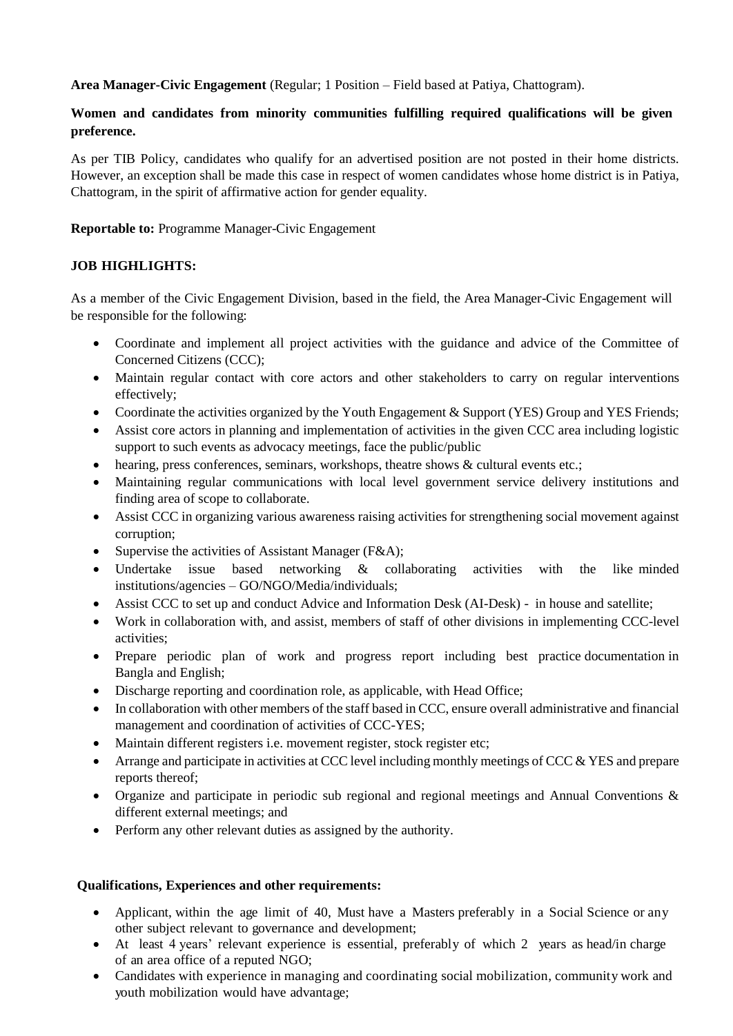**Area Manager-Civic Engagement** (Regular; 1 Position – Field based at Patiya, Chattogram).

**Women and candidates from minority communities fulfilling required qualifications will be given preference.**

As per TIB Policy, candidates who qualify for an advertised position are not posted in their home districts. However, an exception shall be made this case in respect of women candidates whose home district is in Patiya, Chattogram, in the spirit of affirmative action for gender equality.

**Reportable to:** Programme Manager-Civic Engagement

**JOB HIGHLIGHTS:**

As a member of the Civic Engagement Division, based in the field, the Area Manager-Civic Engagement will be responsible for the following:

- Coordinate and implement all project activities with the guidance and advice of the Committee of Concerned Citizens (CCC);
- Maintain regular contact with core actors and other stakeholders to carry on regular interventions effectively;
- Coordinate the activities organized by the Youth Engagement & Support (YES) Group and YES Friends;
- Assist core actors in planning and implementation of activities in the given CCC area including logistic support to such events as advocacy meetings, face the public/public
- hearing, press conferences, seminars, workshops, theatre shows & cultural events etc.;
- Maintaining regular communications with local level government service delivery institutions and finding area of scope to collaborate.
- Assist CCC in organizing various awareness raising activities for strengthening social movement against corruption;
- Supervise the activities of Assistant Manager (F&A);
- Undertake issue based networking & collaborating activities with the like minded institutions/agencies – GO/NGO/Media/individuals;
- Assist CCC to set up and conduct Advice and Information Desk (AI-Desk) - in house and satellite;
- Work in collaboration with, and assist, members of staff of other divisions in implementing CCC-level activities;
- Prepare periodic plan of work and progress report including best practice documentation in Bangla and English;
- Discharge reporting and coordination role, as applicable, with Head Office;
- In collaboration with other members of the staff based in CCC, ensure overall administrative and financial management and coordination of activities of CCC-YES;
- Maintain different registers i.e. movement register, stock register etc;
- Arrange and participate in activities at CCC level including monthly meetings of CCC & YES and prepare reports thereof;
- Organize and participate in periodic sub regional and regional meetings and Annual Conventions & different external meetings; and
- Perform any other relevant duties as assigned by the authority.

**Qualifications, Experiences and other requirements:**

- Applicant, within the age limit of 40, Must have a Masters preferably in a Social Science or any other subject relevant to governance and development;
- At least 4 years' relevant experience is essential, preferably of which 2 years as head/in charge of an area office of a reputed NGO;
- Candidates with experience in managing and coordinating social mobilization, community work and youth mobilization would have advantage;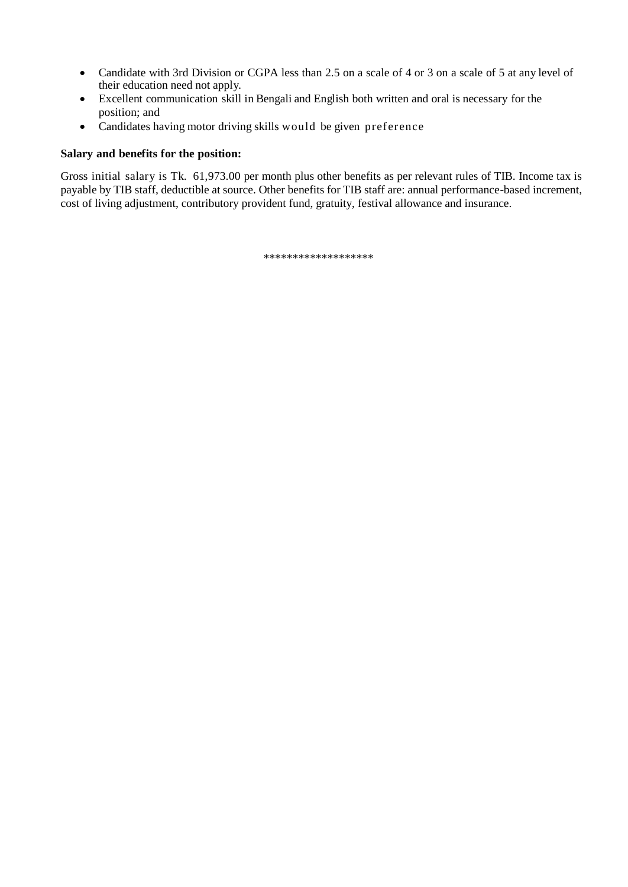- Candidate with 3rd Division or CGPA less than 2.5 on a scale of 4 or 3 on a scale of 5 at any level of their education need not apply.
- Excellent communication skill in Bengali and English both written and oral is necessary for the position; and
- Candidates having motor driving skills would be given preference

**Salary and benefits for the position:**

Gross initial salary is Tk. 61,973.00 per month plus other benefits as per relevant rules of TIB. Income tax is payable by TIB staff, deductible at source. Other benefits for TIB staff are: annual performance-based increment, cost of living adjustment, contributory provident fund, gratuity, festival allowance and insurance.

******************